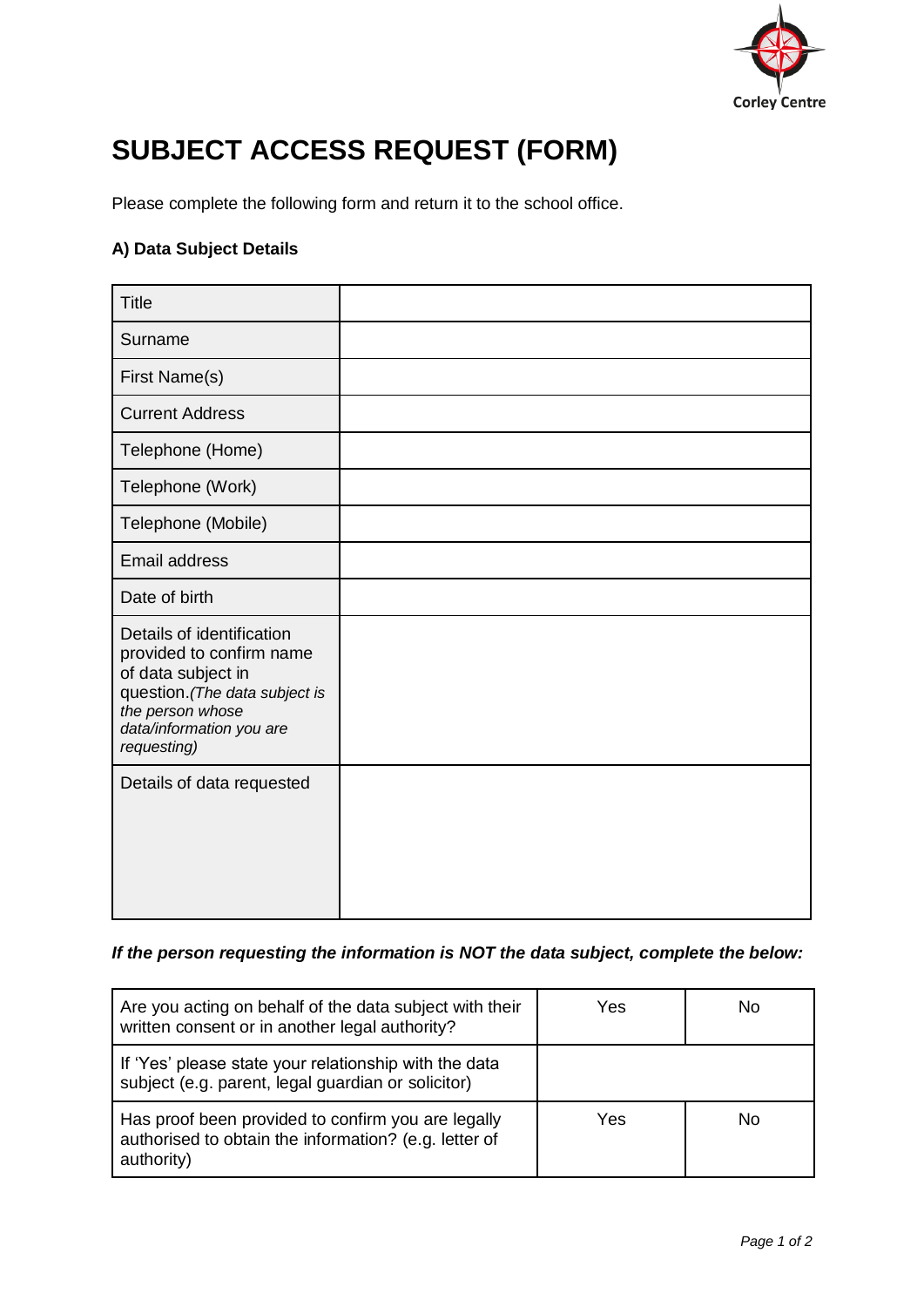Corley Centre

# SUBJECT ACCESS REQUEST (FORM)

Please complete the following form and return it to the school office.

### A) Data Subject Details

| | |
|---|---|
| Title | |
| Surname | |
| First Name(s) | |
| Current Address | |
| Telephone (Home) | |
| Telephone (Work) | |
| Telephone (Mobile) | |
| Email address | |
| Date of birth | |
| Details of identification provided to confirm name of data subject in question.*(The data subject is the person whose data/information you are requesting)* | |
| Details of data requested | |

***If the person requesting the information is NOT the data subject, complete the below:***

| | | |
|---|---|---|
| Are you acting on behalf of the data subject with their written consent or in another legal authority? | Yes | No |
| If 'Yes' please state your relationship with the data subject (e.g. parent, legal guardian or solicitor) | | |
| Has proof been provided to confirm you are legally authorised to obtain the information? (e.g. letter of authority) | Yes | No |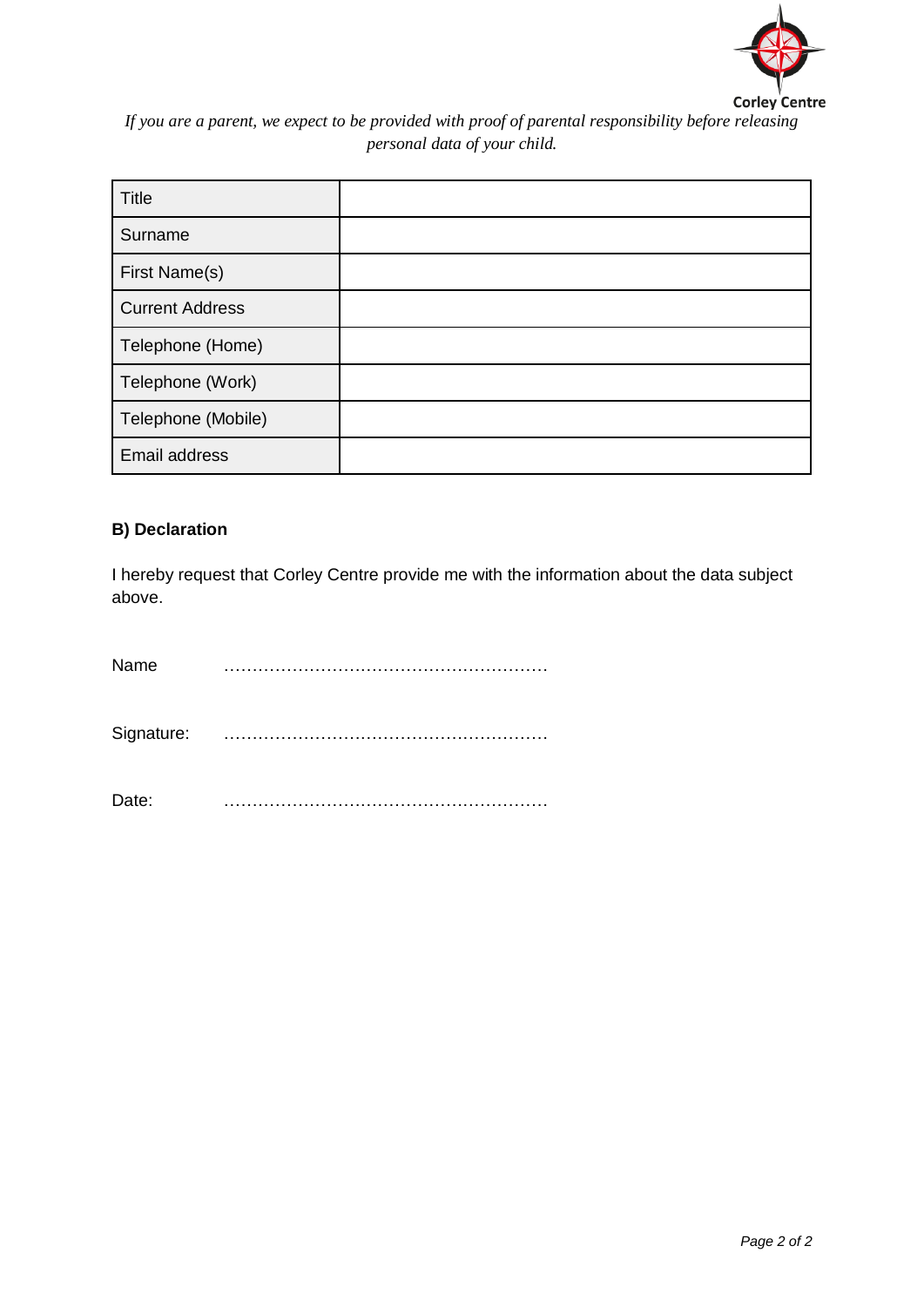*If you are a parent, we expect to be provided with proof of parental responsibility before releasing personal data of your child.*

| | |
|---|---|
| Title | |
| Surname | |
| First Name(s) | |
| Current Address | |
| Telephone (Home) | |
| Telephone (Work) | |
| Telephone (Mobile) | |
| Email address | |

**B) Declaration**

I hereby request that Corley Centre provide me with the information about the data subject above.

Name …………………………………………………

Signature: …………………………………………………

Date: …………………………………………………